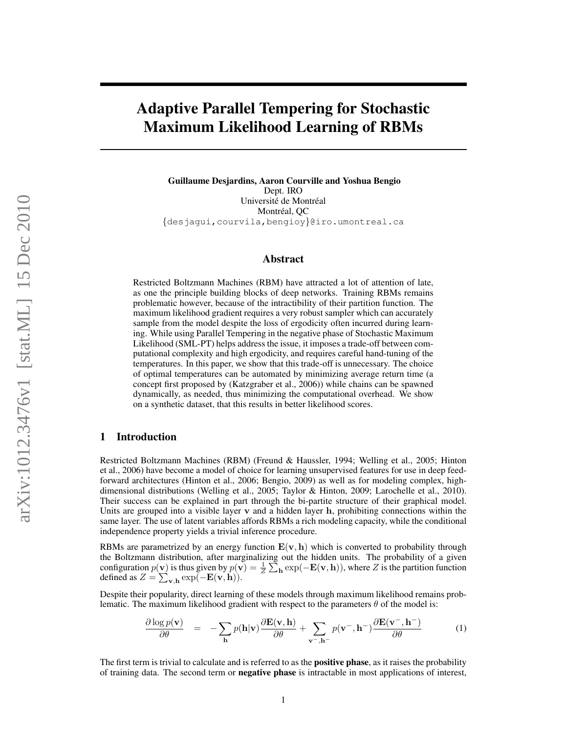# Adaptive Parallel Tempering for Stochastic Maximum Likelihood Learning of RBMs

**Guillaume Desjardins, Aaron Courville and Yoshua Bengio**
Dept. IRO
Université de Montréal
Montréal, QC
{desjagui,courvila,bengioy}@iro.umontreal.ca

## Abstract

Restricted Boltzmann Machines (RBM) have attracted a lot of attention of late, as one the principle building blocks of deep networks. Training RBMs remains problematic however, because of the intractibility of their partition function. The maximum likelihood gradient requires a very robust sampler which can accurately sample from the model despite the loss of ergodicity often incurred during learning. While using Parallel Tempering in the negative phase of Stochastic Maximum Likelihood (SML-PT) helps address the issue, it imposes a trade-off between computational complexity and high ergodicity, and requires careful hand-tuning of the temperatures. In this paper, we show that this trade-off is unnecessary. The choice of optimal temperatures can be automated by minimizing average return time (a concept first proposed by (Katzgraber et al., 2006)) while chains can be spawned dynamically, as needed, thus minimizing the computational overhead. We show on a synthetic dataset, that this results in better likelihood scores.

## 1 Introduction

Restricted Boltzmann Machines (RBM) (Freund & Haussler, 1994; Welling et al., 2005; Hinton et al., 2006) have become a model of choice for learning unsupervised features for use in deep feed-forward architectures (Hinton et al., 2006; Bengio, 2009) as well as for modeling complex, high-dimensional distributions (Welling et al., 2005; Taylor & Hinton, 2009; Larochelle et al., 2010). Their success can be explained in part through the bi-partite structure of their graphical model. Units are grouped into a visible layer $\mathbf{v}$ and a hidden layer $\mathbf{h}$, prohibiting connections within the same layer. The use of latent variables affords RBMs a rich modeling capacity, while the conditional independence property yields a trivial inference procedure.

RBMs are parametrized by an energy function $\mathbf{E}(\mathbf{v}, \mathbf{h})$ which is converted to probability through the Boltzmann distribution, after marginalizing out the hidden units. The probability of a given configuration $p(\mathbf{v})$ is thus given by $p(\mathbf{v}) = \frac{1}{Z} \sum_{\mathbf{h}} \exp(-\mathbf{E}(\mathbf{v}, \mathbf{h}))$, where $Z$ is the partition function defined as $Z = \sum_{\mathbf{v},\mathbf{h}} \exp(-\mathbf{E}(\mathbf{v}, \mathbf{h}))$.

Despite their popularity, direct learning of these models through maximum likelihood remains problematic. The maximum likelihood gradient with respect to the parameters $\theta$ of the model is:

$$\frac{\partial \log p(\mathbf{v})}{\partial \theta} = -\sum_{\mathbf{h}} p(\mathbf{h}|\mathbf{v}) \frac{\partial \mathbf{E}(\mathbf{v}, \mathbf{h})}{\partial \theta} + \sum_{\mathbf{v}^-,\mathbf{h}^-} p(\mathbf{v}^-, \mathbf{h}^-) \frac{\partial \mathbf{E}(\mathbf{v}^-, \mathbf{h}^-)}{\partial \theta} \quad (1)$$

The first term is trivial to calculate and is referred to as the **positive phase**, as it raises the probability of training data. The second term or **negative phase** is intractable in most applications of interest,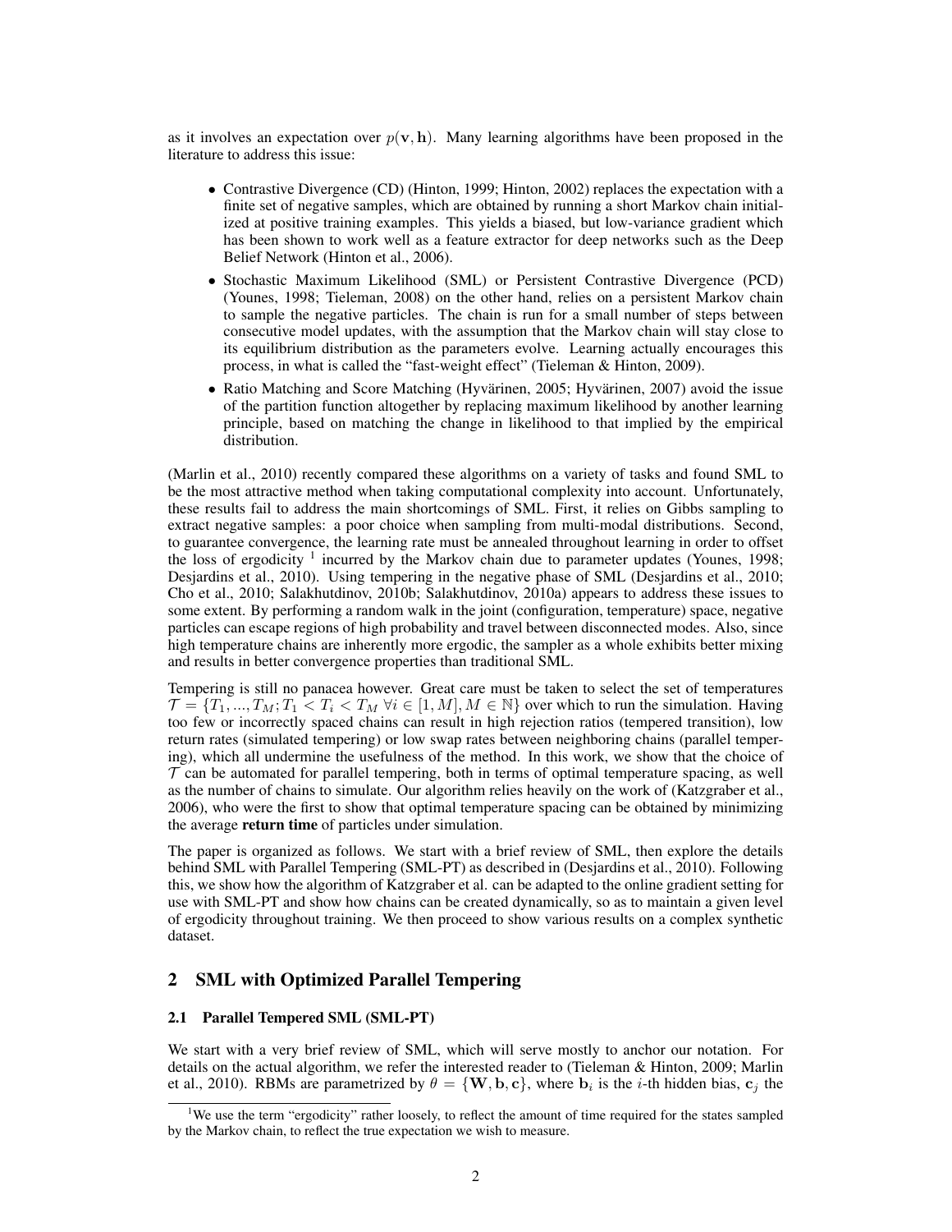as it involves an expectation over $p(\mathbf{v}, \mathbf{h})$. Many learning algorithms have been proposed in the literature to address this issue:

- Contrastive Divergence (CD) (Hinton, 1999; Hinton, 2002) replaces the expectation with a finite set of negative samples, which are obtained by running a short Markov chain initialized at positive training examples. This yields a biased, but low-variance gradient which has been shown to work well as a feature extractor for deep networks such as the Deep Belief Network (Hinton et al., 2006).
- Stochastic Maximum Likelihood (SML) or Persistent Contrastive Divergence (PCD) (Younes, 1998; Tieleman, 2008) on the other hand, relies on a persistent Markov chain to sample the negative particles. The chain is run for a small number of steps between consecutive model updates, with the assumption that the Markov chain will stay close to its equilibrium distribution as the parameters evolve. Learning actually encourages this process, in what is called the "fast-weight effect" (Tieleman & Hinton, 2009).
- Ratio Matching and Score Matching (Hyvärinen, 2005; Hyvärinen, 2007) avoid the issue of the partition function altogether by replacing maximum likelihood by another learning principle, based on matching the change in likelihood to that implied by the empirical distribution.

(Marlin et al., 2010) recently compared these algorithms on a variety of tasks and found SML to be the most attractive method when taking computational complexity into account. Unfortunately, these results fail to address the main shortcomings of SML. First, it relies on Gibbs sampling to extract negative samples: a poor choice when sampling from multi-modal distributions. Second, to guarantee convergence, the learning rate must be annealed throughout learning in order to offset the loss of ergodicity [1] incurred by the Markov chain due to parameter updates (Younes, 1998; Desjardins et al., 2010). Using tempering in the negative phase of SML (Desjardins et al., 2010; Cho et al., 2010; Salakhutdinov, 2010b; Salakhutdinov, 2010a) appears to address these issues to some extent. By performing a random walk in the joint (configuration, temperature) space, negative particles can escape regions of high probability and travel between disconnected modes. Also, since high temperature chains are inherently more ergodic, the sampler as a whole exhibits better mixing and results in better convergence properties than traditional SML.

Tempering is still no panacea however. Great care must be taken to select the set of temperatures $\mathcal{T} = \{T_1, ..., T_M; T_1 < T_i < T_M \; \forall i \in [1, M], M \in \mathbb{N}\}$ over which to run the simulation. Having too few or incorrectly spaced chains can result in high rejection ratios (tempered transition), low return rates (simulated tempering) or low swap rates between neighboring chains (parallel tempering), which all undermine the usefulness of the method. In this work, we show that the choice of $\mathcal{T}$ can be automated for parallel tempering, both in terms of optimal temperature spacing, as well as the number of chains to simulate. Our algorithm relies heavily on the work of (Katzgraber et al., 2006), who were the first to show that optimal temperature spacing can be obtained by minimizing the average **return time** of particles under simulation.

The paper is organized as follows. We start with a brief review of SML, then explore the details behind SML with Parallel Tempering (SML-PT) as described in (Desjardins et al., 2010). Following this, we show how the algorithm of Katzgraber et al. can be adapted to the online gradient setting for use with SML-PT and show how chains can be created dynamically, so as to maintain a given level of ergodicity throughout training. We then proceed to show various results on a complex synthetic dataset.

## 2 SML with Optimized Parallel Tempering

### 2.1 Parallel Tempered SML (SML-PT)

We start with a very brief review of SML, which will serve mostly to anchor our notation. For details on the actual algorithm, we refer the interested reader to (Tieleman & Hinton, 2009; Marlin et al., 2010). RBMs are parametrized by $\theta = \{\mathbf{W}, \mathbf{b}, \mathbf{c}\}$, where $\mathbf{b}_i$ is the $i$-th hidden bias, $\mathbf{c}_j$ the

[1] We use the term "ergodicity" rather loosely, to reflect the amount of time required for the states sampled by the Markov chain, to reflect the true expectation we wish to measure.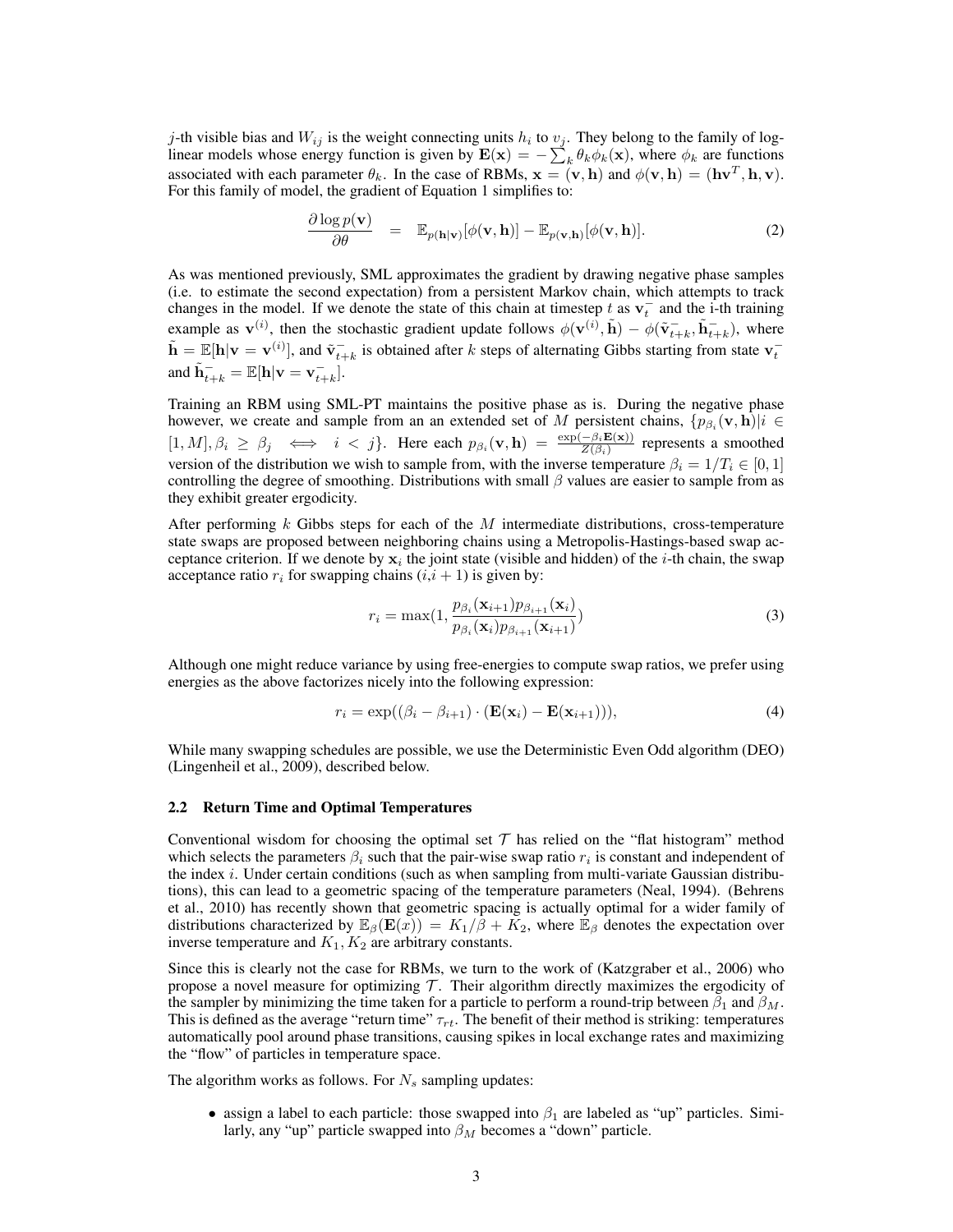$j$-th visible bias and $W_{ij}$ is the weight connecting units $h_i$ to $v_j$. They belong to the family of log-linear models whose energy function is given by $\mathbf{E}(\mathbf{x}) = -\sum_k \theta_k \phi_k(\mathbf{x})$, where $\phi_k$ are functions associated with each parameter $\theta_k$. In the case of RBMs, $\mathbf{x} = (\mathbf{v}, \mathbf{h})$ and $\phi(\mathbf{v}, \mathbf{h}) = (\mathbf{h}\mathbf{v}^T, \mathbf{h}, \mathbf{v})$. For this family of model, the gradient of Equation 1 simplifies to:

$$\frac{\partial \log p(\mathbf{v})}{\partial \theta} \quad = \quad \mathbb{E}_{p(\mathbf{h}|\mathbf{v})}[\phi(\mathbf{v}, \mathbf{h})] - \mathbb{E}_{p(\mathbf{v},\mathbf{h})}[\phi(\mathbf{v}, \mathbf{h})]. \tag{2}$$

As was mentioned previously, SML approximates the gradient by drawing negative phase samples (i.e. to estimate the second expectation) from a persistent Markov chain, which attempts to track changes in the model. If we denote the state of this chain at timestep $t$ as $\mathbf{v}_t^-$ and the i-th training example as $\mathbf{v}^{(i)}$, then the stochastic gradient update follows $\phi(\mathbf{v}^{(i)}, \tilde{\mathbf{h}}) - \phi(\tilde{\mathbf{v}}_{t+k}^-, \tilde{\mathbf{h}}_{t+k}^-)$, where $\tilde{\mathbf{h}} = \mathbb{E}[\mathbf{h}|\mathbf{v} = \mathbf{v}^{(i)}]$, and $\tilde{\mathbf{v}}_{t+k}^-$ is obtained after $k$ steps of alternating Gibbs starting from state $\mathbf{v}_t^-$ and $\tilde{\mathbf{h}}_{t+k}^- = \mathbb{E}[\mathbf{h}|\mathbf{v} = \mathbf{v}_{t+k}^-]$.

Training an RBM using SML-PT maintains the positive phase as is. During the negative phase however, we create and sample from an an extended set of $M$ persistent chains, $\{p_{\beta_i}(\mathbf{v}, \mathbf{h}) | i \in [1, M], \beta_i \geq \beta_j \iff i < j\}$. Here each $p_{\beta_i}(\mathbf{v}, \mathbf{h}) = \frac{\exp(-\beta_i \mathbf{E}(\mathbf{x}))}{Z(\beta_i)}$ represents a smoothed version of the distribution we wish to sample from, with the inverse temperature $\beta_i = 1/T_i \in [0, 1]$ controlling the degree of smoothing. Distributions with small $\beta$ values are easier to sample from as they exhibit greater ergodicity.

After performing $k$ Gibbs steps for each of the $M$ intermediate distributions, cross-temperature state swaps are proposed between neighboring chains using a Metropolis-Hastings-based swap acceptance criterion. If we denote by $\mathbf{x}_i$ the joint state (visible and hidden) of the $i$-th chain, the swap acceptance ratio $r_i$ for swapping chains $(i, i+1)$ is given by:

$$r_i = \max(1, \frac{p_{\beta_i}(\mathbf{x}_{i+1}) p_{\beta_{i+1}}(\mathbf{x}_i)}{p_{\beta_i}(\mathbf{x}_i) p_{\beta_{i+1}}(\mathbf{x}_{i+1})}) \tag{3}$$

Although one might reduce variance by using free-energies to compute swap ratios, we prefer using energies as the above factorizes nicely into the following expression:

$$r_i = \exp((\beta_i - \beta_{i+1}) \cdot (\mathbf{E}(\mathbf{x}_i) - \mathbf{E}(\mathbf{x}_{i+1}))), \tag{4}$$

While many swapping schedules are possible, we use the Deterministic Even Odd algorithm (DEO) (Lingenheil et al., 2009), described below.

### 2.2 Return Time and Optimal Temperatures

Conventional wisdom for choosing the optimal set $\mathcal{T}$ has relied on the "flat histogram" method which selects the parameters $\beta_i$ such that the pair-wise swap ratio $r_i$ is constant and independent of the index $i$. Under certain conditions (such as when sampling from multi-variate Gaussian distributions), this can lead to a geometric spacing of the temperature parameters (Neal, 1994). (Behrens et al., 2010) has recently shown that geometric spacing is actually optimal for a wider family of distributions characterized by $\mathbb{E}_\beta(\mathbf{E}(x)) = K_1/\beta + K_2$, where $\mathbb{E}_\beta$ denotes the expectation over inverse temperature and $K_1, K_2$ are arbitrary constants.

Since this is clearly not the case for RBMs, we turn to the work of (Katzgraber et al., 2006) who propose a novel measure for optimizing $\mathcal{T}$. Their algorithm directly maximizes the ergodicity of the sampler by minimizing the time taken for a particle to perform a round-trip between $\beta_1$ and $\beta_M$. This is defined as the average "return time" $\tau_{rt}$. The benefit of their method is striking: temperatures automatically pool around phase transitions, causing spikes in local exchange rates and maximizing the "flow" of particles in temperature space.

The algorithm works as follows. For $N_s$ sampling updates:

- assign a label to each particle: those swapped into $\beta_1$ are labeled as "up" particles. Similarly, any "up" particle swapped into $\beta_M$ becomes a "down" particle.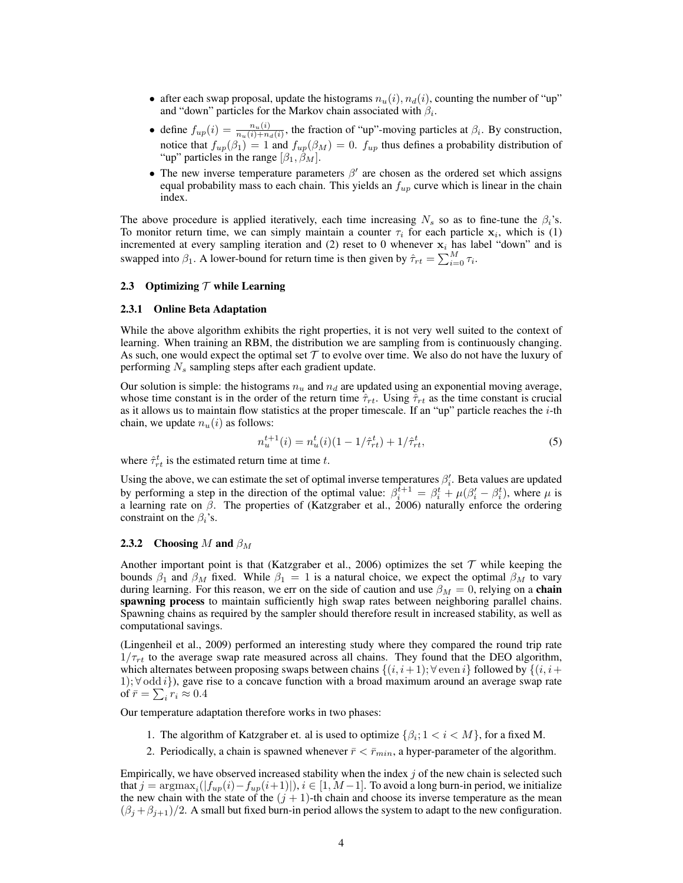- after each swap proposal, update the histograms $n_u(i), n_d(i)$, counting the number of "up" and "down" particles for the Markov chain associated with $\beta_i$.
- define $f_{up}(i) = \frac{n_u(i)}{n_u(i)+n_d(i)}$, the fraction of "up"-moving particles at $\beta_i$. By construction, notice that $f_{up}(\beta_1) = 1$ and $f_{up}(\beta_M) = 0$. $f_{up}$ thus defines a probability distribution of "up" particles in the range $[\beta_1, \beta_M]$.
- The new inverse temperature parameters $\beta'$ are chosen as the ordered set which assigns equal probability mass to each chain. This yields an $f_{up}$ curve which is linear in the chain index.

The above procedure is applied iteratively, each time increasing $N_s$ so as to fine-tune the $\beta_i$'s. To monitor return time, we can simply maintain a counter $\tau_i$ for each particle $\mathbf{x}_i$, which is (1) incremented at every sampling iteration and (2) reset to 0 whenever $\mathbf{x}_i$ has label "down" and is swapped into $\beta_1$. A lower-bound for return time is then given by $\hat{\tau}_{rt} = \sum_{i=0}^{M} \tau_i$.

### 2.3 Optimizing $\mathcal{T}$ while Learning

#### 2.3.1 Online Beta Adaptation

While the above algorithm exhibits the right properties, it is not very well suited to the context of learning. When training an RBM, the distribution we are sampling from is continuously changing. As such, one would expect the optimal set $\mathcal{T}$ to evolve over time. We also do not have the luxury of performing $N_s$ sampling steps after each gradient update.

Our solution is simple: the histograms $n_u$ and $n_d$ are updated using an exponential moving average, whose time constant is in the order of the return time $\hat{\tau}_{rt}$. Using $\hat{\tau}_{rt}$ as the time constant is crucial as it allows us to maintain flow statistics at the proper timescale. If an "up" particle reaches the $i$-th chain, we update $n_u(i)$ as follows:

$$n_u^{t+1}(i) = n_u^t(i)(1 - 1/\hat{\tau}_{rt}^t) + 1/\hat{\tau}_{rt}^t, \tag{5}$$

where $\hat{\tau}_{rt}^t$ is the estimated return time at time $t$.

Using the above, we can estimate the set of optimal inverse temperatures $\beta'_i$. Beta values are updated by performing a step in the direction of the optimal value: $\beta_i^{t+1} = \beta_i^t + \mu(\beta'_i - \beta_i^t)$, where $\mu$ is a learning rate on $\beta$. The properties of (Katzgraber et al., 2006) naturally enforce the ordering constraint on the $\beta_i$'s.

#### 2.3.2 Choosing $M$ and $\beta_M$

Another important point is that (Katzgraber et al., 2006) optimizes the set $\mathcal{T}$ while keeping the bounds $\beta_1$ and $\beta_M$ fixed. While $\beta_1 = 1$ is a natural choice, we expect the optimal $\beta_M$ to vary during learning. For this reason, we err on the side of caution and use $\beta_M = 0$, relying on a **chain spawning process** to maintain sufficiently high swap rates between neighboring parallel chains. Spawning chains as required by the sampler should therefore result in increased stability, as well as computational savings.

(Lingenheil et al., 2009) performed an interesting study where they compared the round trip rate $1/\tau_{rt}$ to the average swap rate measured across all chains. They found that the DEO algorithm, which alternates between proposing swaps between chains $\{(i, i+1); \forall \, \text{even} \, i\}$ followed by $\{(i, i+1); \forall \, \text{odd} \, i\}$), gave rise to a concave function with a broad maximum around an average swap rate of $\bar{r} = \sum_i r_i \approx 0.4$

Our temperature adaptation therefore works in two phases:

1. The algorithm of Katzgraber et. al is used to optimize $\{\beta_i; 1 < i < M\}$, for a fixed M.
2. Periodically, a chain is spawned whenever $\bar{r} < \bar{r}_{min}$, a hyper-parameter of the algorithm.

Empirically, we have observed increased stability when the index $j$ of the new chain is selected such that $j = \text{argmax}_i(|f_{up}(i) - f_{up}(i+1)|), i \in [1, M-1]$. To avoid a long burn-in period, we initialize the new chain with the state of the $(j+1)$-th chain and choose its inverse temperature as the mean $(\beta_j + \beta_{j+1})/2$. A small but fixed burn-in period allows the system to adapt to the new configuration.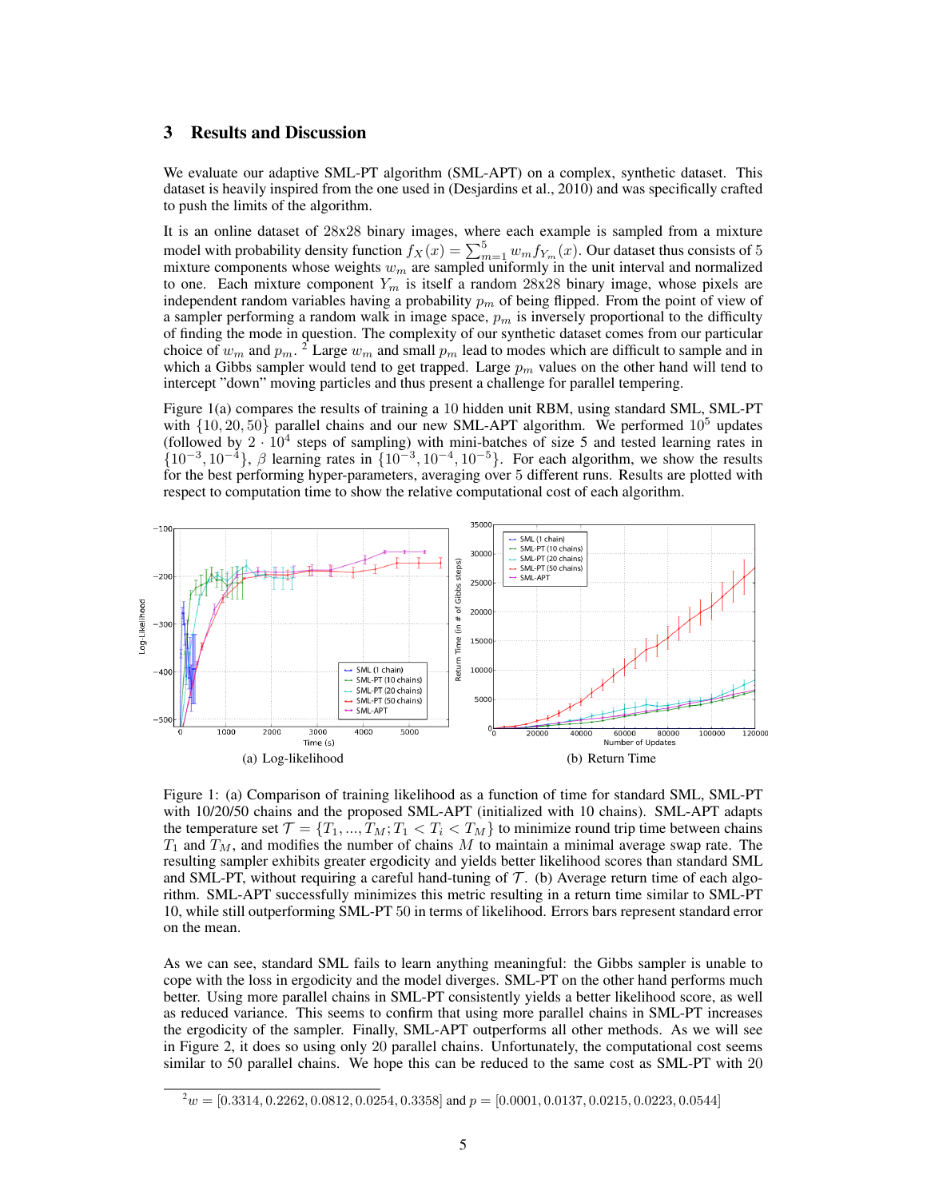## 3 Results and Discussion

We evaluate our adaptive SML-PT algorithm (SML-APT) on a complex, synthetic dataset. This dataset is heavily inspired from the one used in (Desjardins et al., 2010) and was specifically crafted to push the limits of the algorithm.

It is an online dataset of 28x28 binary images, where each example is sampled from a mixture model with probability density function $f_X(x) = \sum_{m=1}^{5} w_m f_{Y_m}(x)$. Our dataset thus consists of 5 mixture components whose weights $w_m$ are sampled uniformly in the unit interval and normalized to one. Each mixture component $Y_m$ is itself a random 28x28 binary image, whose pixels are independent random variables having a probability $p_m$ of being flipped. From the point of view of a sampler performing a random walk in image space, $p_m$ is inversely proportional to the difficulty of finding the mode in question. The complexity of our synthetic dataset comes from our particular choice of $w_m$ and $p_m$. [2] Large $w_m$ and small $p_m$ lead to modes which are difficult to sample and in which a Gibbs sampler would tend to get trapped. Large $p_m$ values on the other hand will tend to intercept "down" moving particles and thus present a challenge for parallel tempering.

Figure 1(a) compares the results of training a 10 hidden unit RBM, using standard SML, SML-PT with $\{10, 20, 50\}$ parallel chains and our new SML-APT algorithm. We performed $10^5$ updates (followed by $2 \cdot 10^4$ steps of sampling) with mini-batches of size 5 and tested learning rates in $\{10^{-3}, 10^{-4}\}$, $\beta$ learning rates in $\{10^{-3}, 10^{-4}, 10^{-5}\}$. For each algorithm, we show the results for the best performing hyper-parameters, averaging over 5 different runs. Results are plotted with respect to computation time to show the relative computational cost of each algorithm.

(a) Log-likelihood

(b) Return Time

Figure 1: (a) Comparison of training likelihood as a function of time for standard SML, SML-PT with 10/20/50 chains and the proposed SML-APT (initialized with 10 chains). SML-APT adapts the temperature set $\mathcal{T} = \{T_1, ..., T_M; T_1 < T_i < T_M\}$ to minimize round trip time between chains $T_1$ and $T_M$, and modifies the number of chains $M$ to maintain a minimal average swap rate. The resulting sampler exhibits greater ergodicity and yields better likelihood scores than standard SML and SML-PT, without requiring a careful hand-tuning of $\mathcal{T}$. (b) Average return time of each algorithm. SML-APT successfully minimizes this metric resulting in a return time similar to SML-PT 10, while still outperforming SML-PT 50 in terms of likelihood. Errors bars represent standard error on the mean.

As we can see, standard SML fails to learn anything meaningful: the Gibbs sampler is unable to cope with the loss in ergodicity and the model diverges. SML-PT on the other hand performs much better. Using more parallel chains in SML-PT consistently yields a better likelihood score, as well as reduced variance. This seems to confirm that using more parallel chains in SML-PT increases the ergodicity of the sampler. Finally, SML-APT outperforms all other methods. As we will see in Figure 2, it does so using only 20 parallel chains. Unfortunately, the computational cost seems similar to 50 parallel chains. We hope this can be reduced to the same cost as SML-PT with 20

[2] $w = [0.3314, 0.2262, 0.0812, 0.0254, 0.3358]$ and $p = [0.0001, 0.0137, 0.0215, 0.0223, 0.0544]$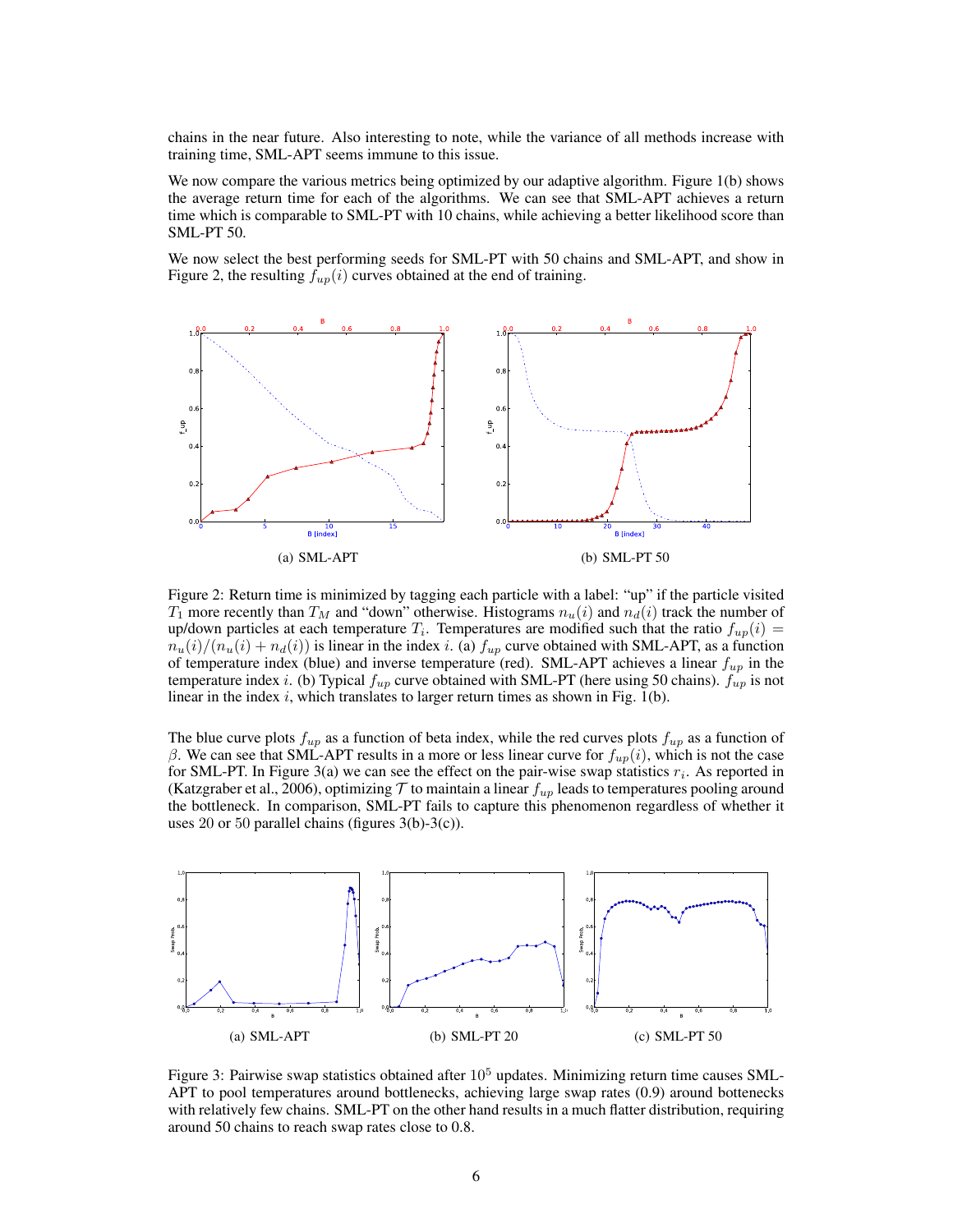chains in the near future. Also interesting to note, while the variance of all methods increase with training time, SML-APT seems immune to this issue.

We now compare the various metrics being optimized by our adaptive algorithm. Figure 1(b) shows the average return time for each of the algorithms. We can see that SML-APT achieves a return time which is comparable to SML-PT with 10 chains, while achieving a better likelihood score than SML-PT 50.

We now select the best performing seeds for SML-PT with 50 chains and SML-APT, and show in Figure 2, the resulting $f_{up}(i)$ curves obtained at the end of training.

(a) SML-APT

(b) SML-PT 50

Figure 2: Return time is minimized by tagging each particle with a label: "up" if the particle visited $T_1$ more recently than $T_M$ and "down" otherwise. Histograms $n_u(i)$ and $n_d(i)$ track the number of up/down particles at each temperature $T_i$. Temperatures are modified such that the ratio $f_{up}(i) = n_u(i)/(n_u(i) + n_d(i))$ is linear in the index $i$. (a) $f_{up}$ curve obtained with SML-APT, as a function of temperature index (blue) and inverse temperature (red). SML-APT achieves a linear $f_{up}$ in the temperature index $i$. (b) Typical $f_{up}$ curve obtained with SML-PT (here using 50 chains). $f_{up}$ is not linear in the index $i$, which translates to larger return times as shown in Fig. 1(b).

The blue curve plots $f_{up}$ as a function of beta index, while the red curves plots $f_{up}$ as a function of $\beta$. We can see that SML-APT results in a more or less linear curve for $f_{up}(i)$, which is not the case for SML-PT. In Figure 3(a) we can see the effect on the pair-wise swap statistics $r_i$. As reported in (Katzgraber et al., 2006), optimizing $\mathcal{T}$ to maintain a linear $f_{up}$ leads to temperatures pooling around the bottleneck. In comparison, SML-PT fails to capture this phenomenon regardless of whether it uses 20 or 50 parallel chains (figures 3(b)-3(c)).

(a) SML-APT

(b) SML-PT 20

(c) SML-PT 50

Figure 3: Pairwise swap statistics obtained after $10^5$ updates. Minimizing return time causes SML-APT to pool temperatures around bottlenecks, achieving large swap rates (0.9) around bottenecks with relatively few chains. SML-PT on the other hand results in a much flatter distribution, requiring around 50 chains to reach swap rates close to 0.8.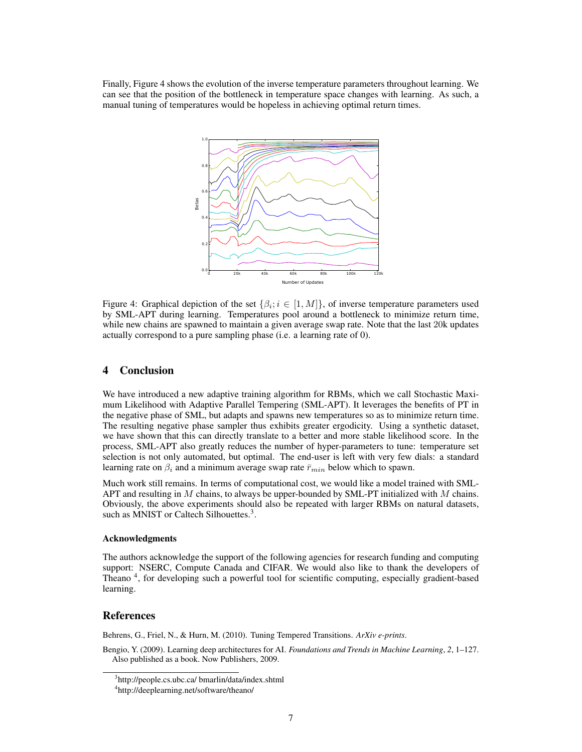Finally, Figure 4 shows the evolution of the inverse temperature parameters throughout learning. We can see that the position of the bottleneck in temperature space changes with learning. As such, a manual tuning of temperatures would be hopeless in achieving optimal return times.

Figure 4: Graphical depiction of the set $\{\beta_i; i \in [1, M]\}$, of inverse temperature parameters used by SML-APT during learning. Temperatures pool around a bottleneck to minimize return time, while new chains are spawned to maintain a given average swap rate. Note that the last 20k updates actually correspond to a pure sampling phase (i.e. a learning rate of 0).

## 4 Conclusion

We have introduced a new adaptive training algorithm for RBMs, which we call Stochastic Maximum Likelihood with Adaptive Parallel Tempering (SML-APT). It leverages the benefits of PT in the negative phase of SML, but adapts and spawns new temperatures so as to minimize return time. The resulting negative phase sampler thus exhibits greater ergodicity. Using a synthetic dataset, we have shown that this can directly translate to a better and more stable likelihood score. In the process, SML-APT also greatly reduces the number of hyper-parameters to tune: temperature set selection is not only automated, but optimal. The end-user is left with very few dials: a standard learning rate on $\beta_i$ and a minimum average swap rate $\bar{r}_{min}$ below which to spawn.

Much work still remains. In terms of computational cost, we would like a model trained with SML-APT and resulting in $M$ chains, to always be upper-bounded by SML-PT initialized with $M$ chains. Obviously, the above experiments should also be repeated with larger RBMs on natural datasets, such as MNIST or Caltech Silhouettes.[3].

### Acknowledgments

The authors acknowledge the support of the following agencies for research funding and computing support: NSERC, Compute Canada and CIFAR. We would also like to thank the developers of Theano [4], for developing such a powerful tool for scientific computing, especially gradient-based learning.

## References

Behrens, G., Friel, N., & Hurn, M. (2010). Tuning Tempered Transitions. *ArXiv e-prints*.

Bengio, Y. (2009). Learning deep architectures for AI. *Foundations and Trends in Machine Learning*, *2*, 1–127. Also published as a book. Now Publishers, 2009.

[3] http://people.cs.ubc.ca/ bmarlin/data/index.shtml

[4] http://deeplearning.net/software/theano/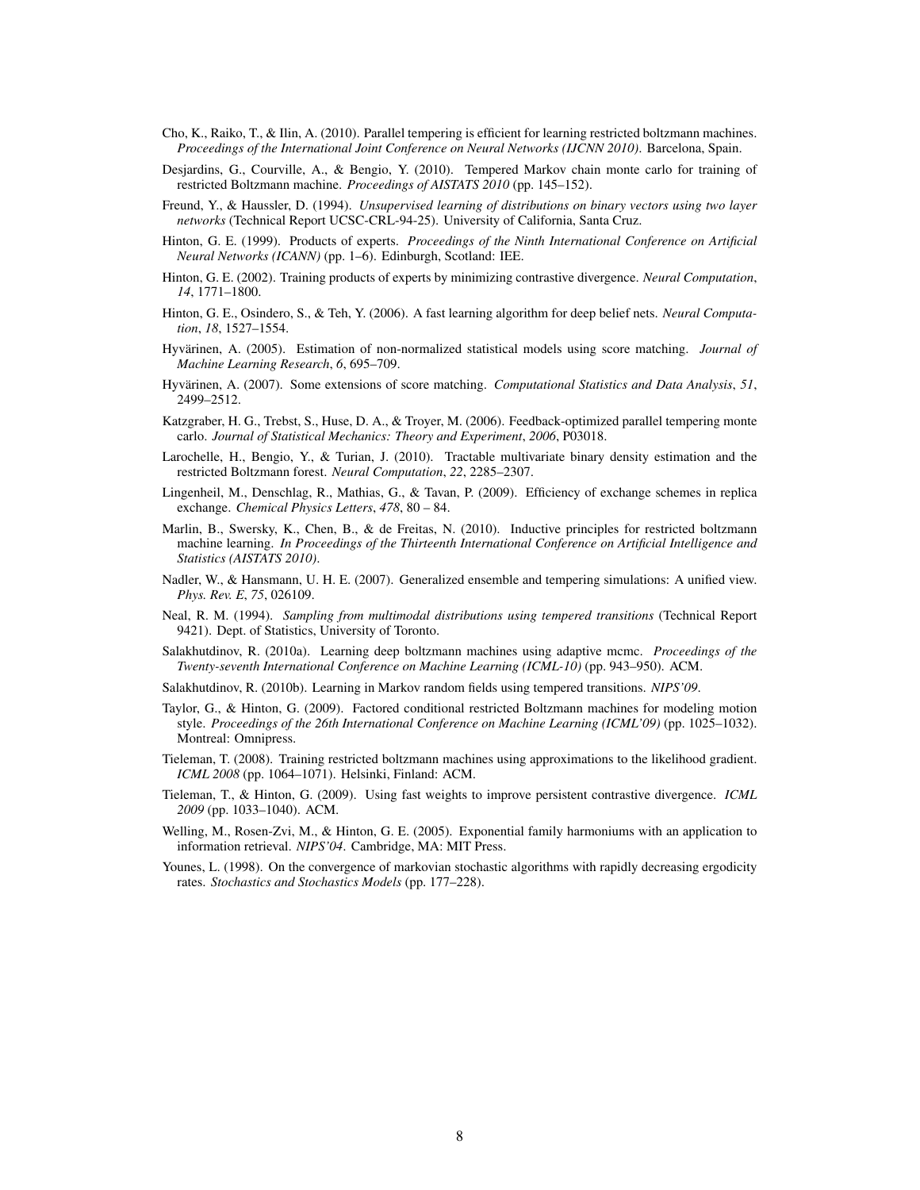Cho, K., Raiko, T., & Ilin, A. (2010). Parallel tempering is efficient for learning restricted boltzmann machines. *Proceedings of the International Joint Conference on Neural Networks (IJCNN 2010)*. Barcelona, Spain.

Desjardins, G., Courville, A., & Bengio, Y. (2010). Tempered Markov chain monte carlo for training of restricted Boltzmann machine. *Proceedings of AISTATS 2010* (pp. 145–152).

Freund, Y., & Haussler, D. (1994). *Unsupervised learning of distributions on binary vectors using two layer networks* (Technical Report UCSC-CRL-94-25). University of California, Santa Cruz.

Hinton, G. E. (1999). Products of experts. *Proceedings of the Ninth International Conference on Artificial Neural Networks (ICANN)* (pp. 1–6). Edinburgh, Scotland: IEE.

Hinton, G. E. (2002). Training products of experts by minimizing contrastive divergence. *Neural Computation*, *14*, 1771–1800.

Hinton, G. E., Osindero, S., & Teh, Y. (2006). A fast learning algorithm for deep belief nets. *Neural Computation*, *18*, 1527–1554.

Hyvärinen, A. (2005). Estimation of non-normalized statistical models using score matching. *Journal of Machine Learning Research*, *6*, 695–709.

Hyvärinen, A. (2007). Some extensions of score matching. *Computational Statistics and Data Analysis*, *51*, 2499–2512.

Katzgraber, H. G., Trebst, S., Huse, D. A., & Troyer, M. (2006). Feedback-optimized parallel tempering monte carlo. *Journal of Statistical Mechanics: Theory and Experiment*, *2006*, P03018.

Larochelle, H., Bengio, Y., & Turian, J. (2010). Tractable multivariate binary density estimation and the restricted Boltzmann forest. *Neural Computation*, *22*, 2285–2307.

Lingenheil, M., Denschlag, R., Mathias, G., & Tavan, P. (2009). Efficiency of exchange schemes in replica exchange. *Chemical Physics Letters*, *478*, 80 – 84.

Marlin, B., Swersky, K., Chen, B., & de Freitas, N. (2010). Inductive principles for restricted boltzmann machine learning. *In Proceedings of the Thirteenth International Conference on Artificial Intelligence and Statistics (AISTATS 2010)*.

Nadler, W., & Hansmann, U. H. E. (2007). Generalized ensemble and tempering simulations: A unified view. *Phys. Rev. E*, *75*, 026109.

Neal, R. M. (1994). *Sampling from multimodal distributions using tempered transitions* (Technical Report 9421). Dept. of Statistics, University of Toronto.

Salakhutdinov, R. (2010a). Learning deep boltzmann machines using adaptive mcmc. *Proceedings of the Twenty-seventh International Conference on Machine Learning (ICML-10)* (pp. 943–950). ACM.

Salakhutdinov, R. (2010b). Learning in Markov random fields using tempered transitions. *NIPS'09*.

Taylor, G., & Hinton, G. (2009). Factored conditional restricted Boltzmann machines for modeling motion style. *Proceedings of the 26th International Conference on Machine Learning (ICML'09)* (pp. 1025–1032). Montreal: Omnipress.

Tieleman, T. (2008). Training restricted boltzmann machines using approximations to the likelihood gradient. *ICML 2008* (pp. 1064–1071). Helsinki, Finland: ACM.

Tieleman, T., & Hinton, G. (2009). Using fast weights to improve persistent contrastive divergence. *ICML 2009* (pp. 1033–1040). ACM.

Welling, M., Rosen-Zvi, M., & Hinton, G. E. (2005). Exponential family harmoniums with an application to information retrieval. *NIPS'04*. Cambridge, MA: MIT Press.

Younes, L. (1998). On the convergence of markovian stochastic algorithms with rapidly decreasing ergodicity rates. *Stochastics and Stochastics Models* (pp. 177–228).